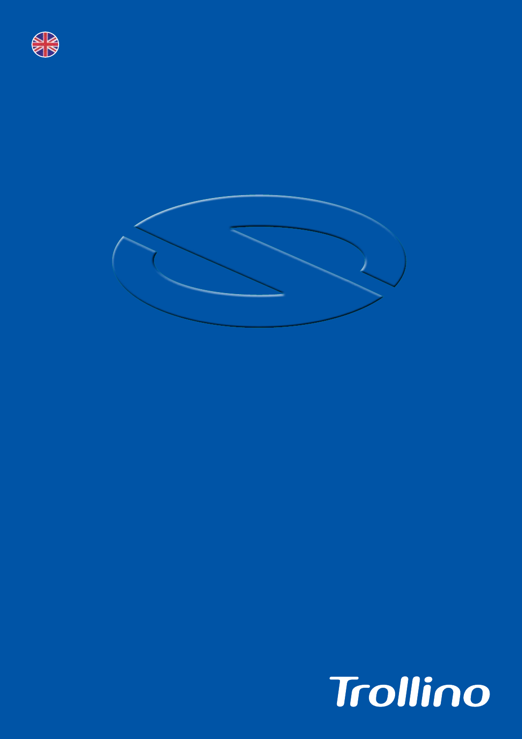# Trollino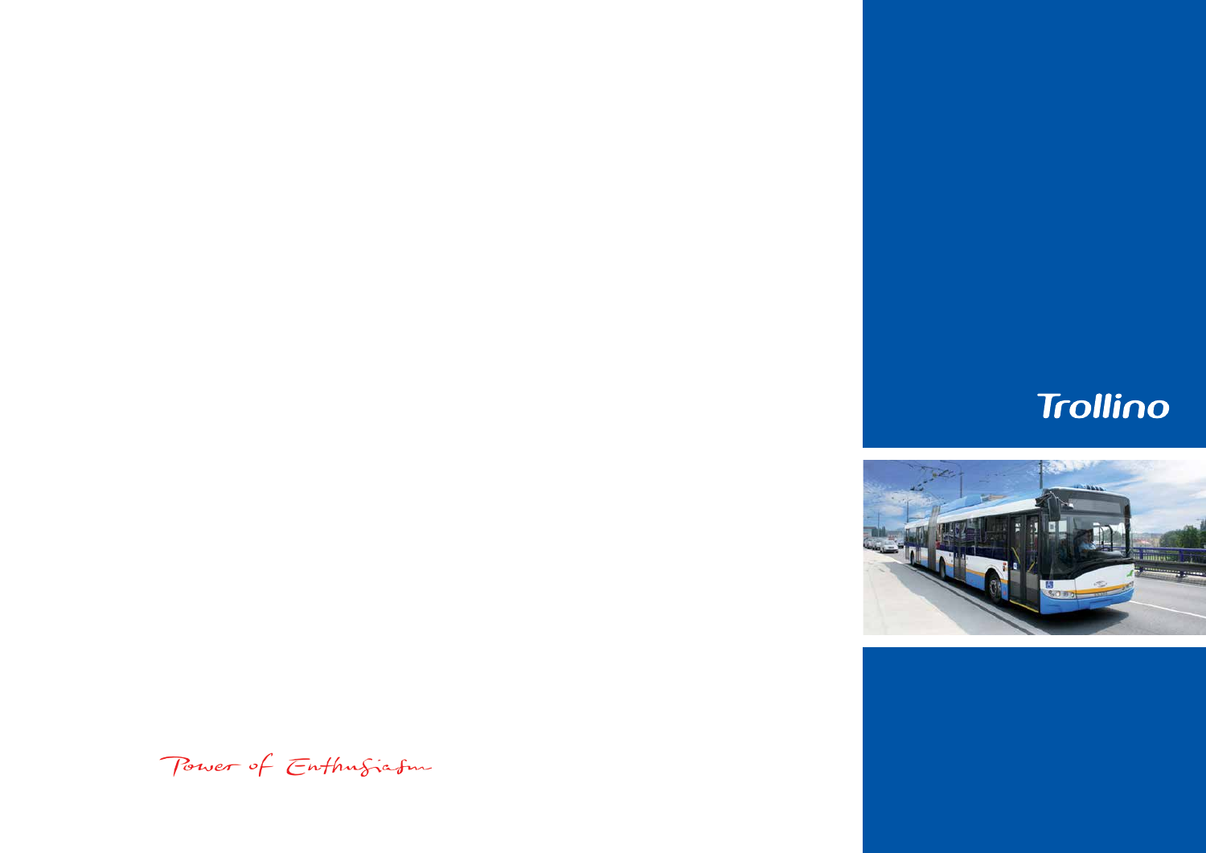# Trollino

Power of Enthusiasm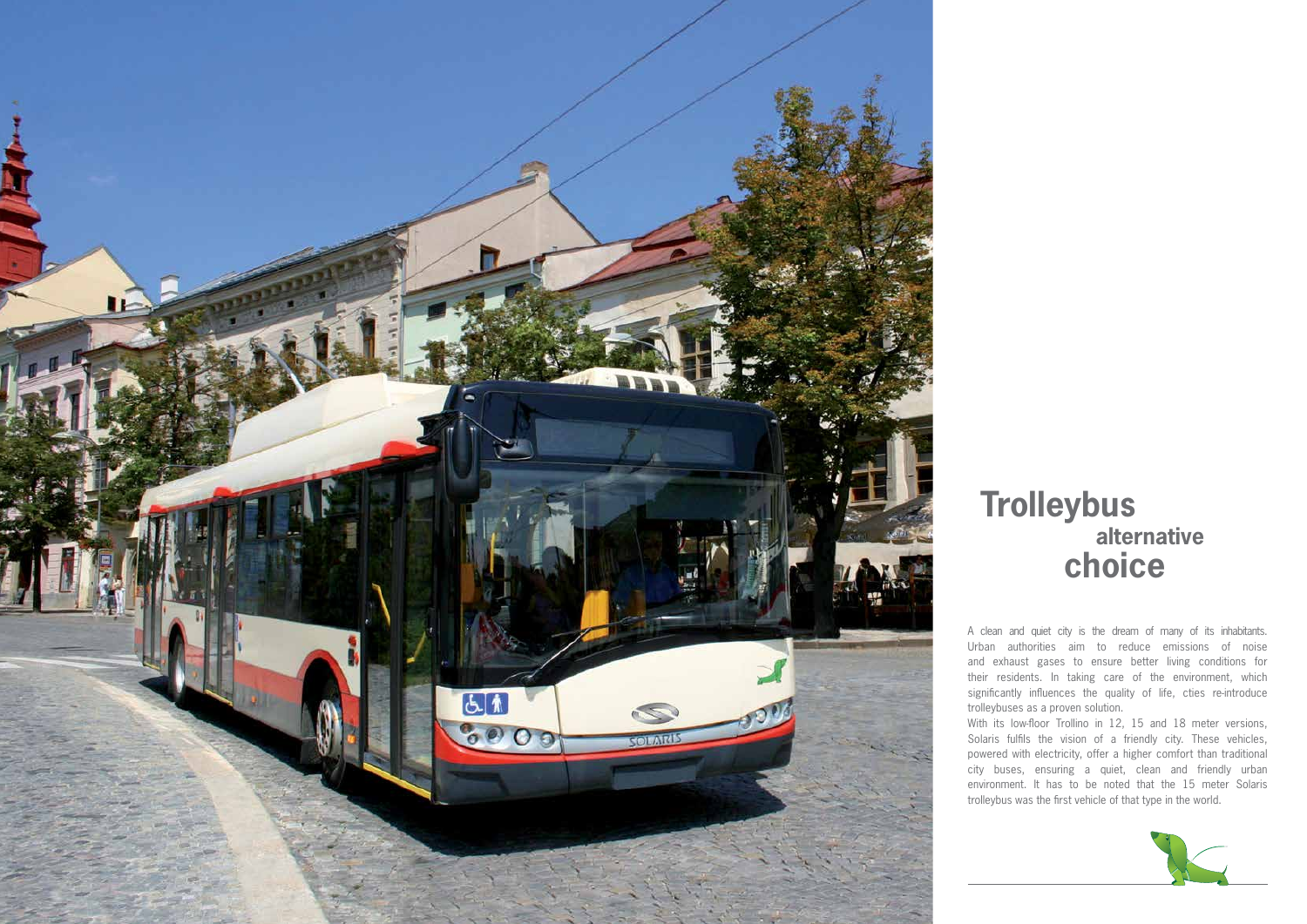# Trolleybus alternative choice

A clean and quiet city is the dream of many of its inhabitants. Urban authorities aim to reduce emissions of noise and exhaust gases to ensure better living conditions for their residents. In taking care of the environment, which significantly influences the quality of life, cties re-introduce trolleybuses as a proven solution.

With its low-floor Trollino in 12, 15 and 18 meter versions, Solaris fulfils the vision of a friendly city. These vehicles, powered with electricity, offer a higher comfort than traditional city buses, ensuring a quiet, clean and friendly urban environment. It has to be noted that the 15 meter Solaris trolleybus was the first vehicle of that type in the world.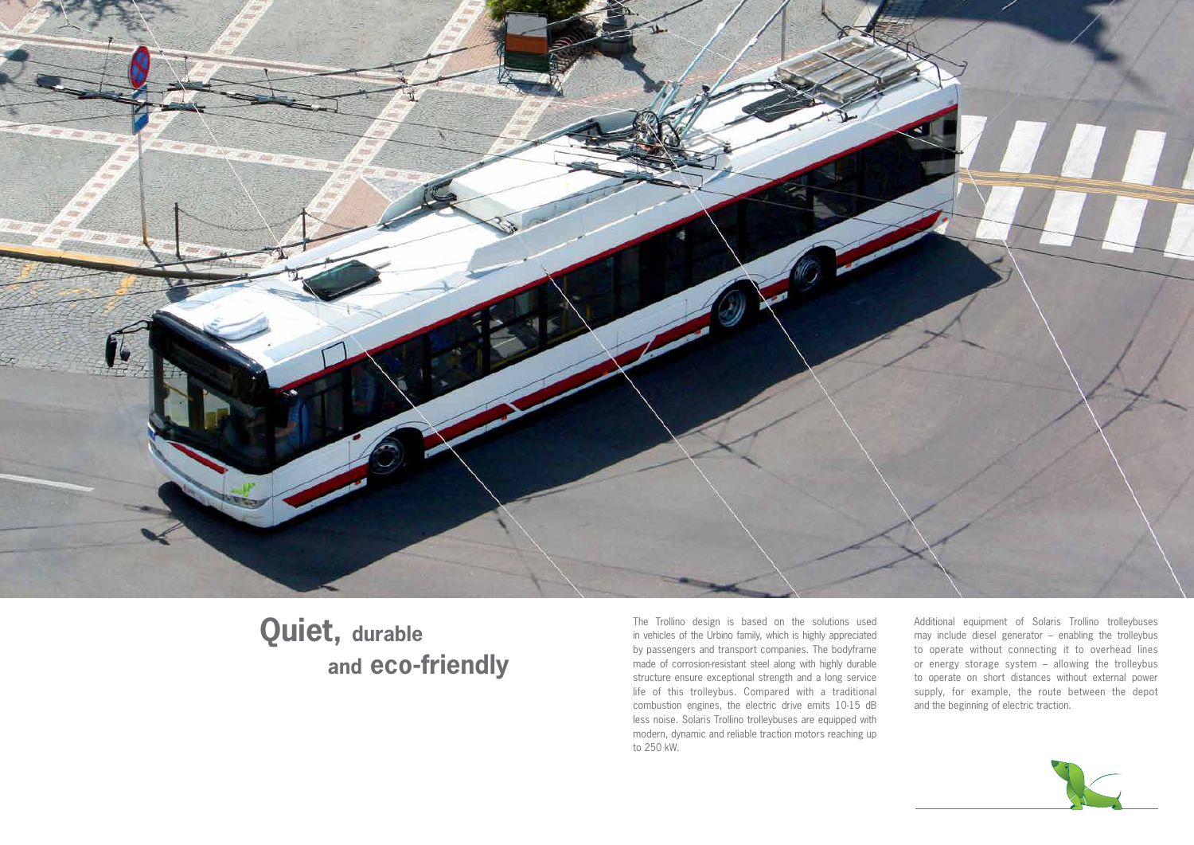# Quiet, durable and eco-friendly

The Trollino design is based on the solutions used in vehicles of the Urbino family, which is highly appreciated by passengers and transport companies. The bodyframe made of corrosion-resistant steel along with highly durable structure ensure exceptional strength and a long service life of this trolleybus. Compared with a traditional combustion engines, the electric drive emits 10-15 dB less noise. Solaris Trollino trolleybuses are equipped with modern, dynamic and reliable traction motors reaching up to 250 kW.

Additional equipment of Solaris Trollino trolleybuses may include diesel generator – enabling the trolleybus to operate without connecting it to overhead lines or energy storage system – allowing the trolleybus to operate on short distances without external power supply, for example, the route between the depot and the beginning of electric traction.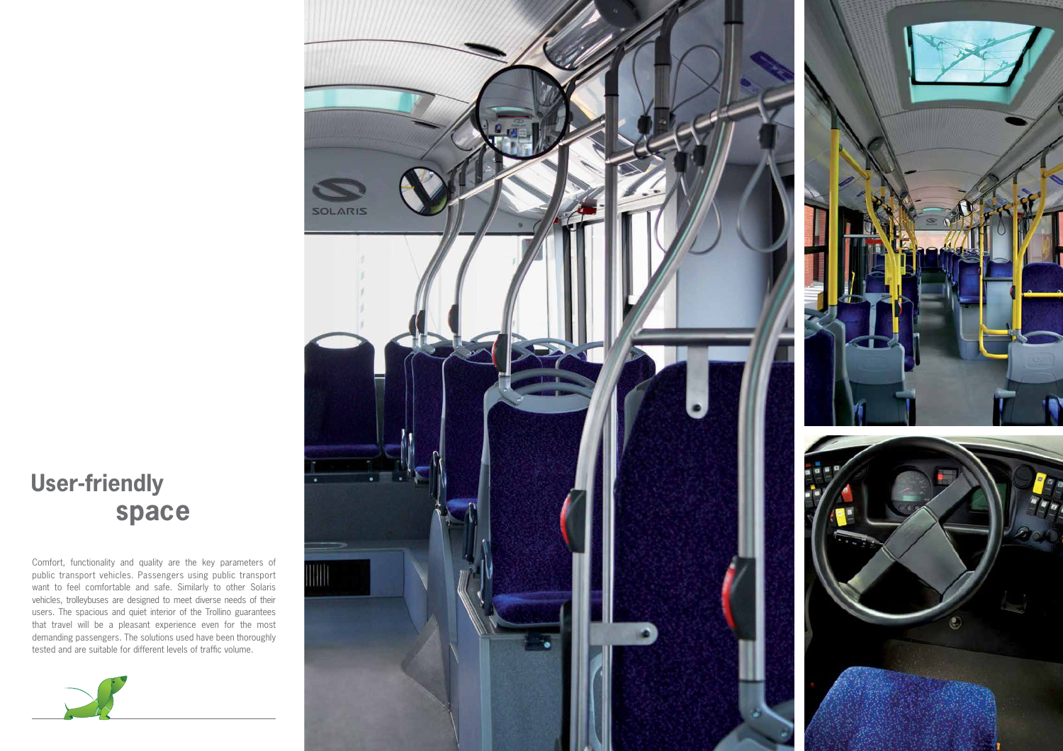# User-friendly space

Comfort, functionality and quality are the key parameters of public transport vehicles. Passengers using public transport want to feel comfortable and safe. Similarly to other Solaris vehicles, trolleybuses are designed to meet diverse needs of their users. The spacious and quiet interior of the Trollino guarantees that travel will be a pleasant experience even for the most demanding passengers. The solutions used have been thoroughly tested and are suitable for different levels of traffic volume.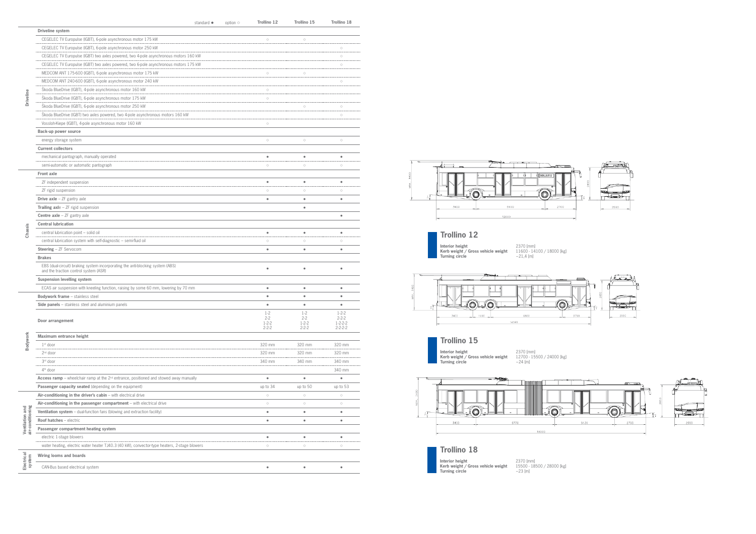| | standard ● option ○ | Trollino 12 | Trollino 15 | Trollino 18 |
|---|---|---|---|---|
| **Driveline** | **Driveline system** | | | |
| | CEGELEC TV Europulse (IGBT), 6-pole asynchronous motor 175 kW | ○ | ○ | |
| | CEGELEC TV Europulse (IGBT), 6-pole asynchronous motor 250 kW | | | ○ |
| | CEGELEC TV Europulse (IGBT) two axles powered, two 4-pole asynchronous motors 160 kW | | | ○ |
| | CEGELEC TV Europulse (IGBT) two axles powered, two 6-pole asynchronous motors 175 kW | | | ○ |
| | MEDCOM ANT 175-600 (IGBT), 6-pole asynchronous motor 175 kW | ○ | ○ | |
| | MEDCOM ANT 240-600 (IGBT), 6-pole asynchronous motor 240 kW | | | ○ |
| | Škoda BlueDrive (IGBT), 4-pole asynchronous motor 160 kW | ○ | | |
| | Škoda BlueDrive (IGBT), 6-pole asynchronous motor 175 kW | ○ | | |
| | Škoda BlueDrive (IGBT), 6-pole asynchronous motor 250 kW | | ○ | ○ |
| | Škoda BlueDrive (IGBT) two axles powered, two 4-pole asynchronous motors 160 kW | | | ○ |
| | Vossloh-Kiepe (IGBT), 4-pole asynchronous motor 160 kW | ○ | | |
| | **Back-up power source** | | | |
| | energy storage system | ○ | ○ | ○ |
| | **Current collectors** | | | |
| | mechanical pantograph, manually operated | ● | ● | ● |
| | semi-automatic or automatic pantograph | ○ | ○ | ○ |
| **Chassis** | **Front axle** | | | |
| | ZF independent suspension | ● | ● | ● |
| | ZF rigid suspension | ○ | ○ | ○ |
| | **Drive axle** – ZF gantry axle | ● | ● | ● |
| | **Trailing axle** – ZF rigid suspension | | ● | |
| | **Centre axle** – ZF gantry axle | | | ● |
| | **Central lubrication** | | | |
| | central lubrication point – solid oil | ● | ● | ● |
| | central lubrication system with self-diagnostic – semi-fluid oil | ○ | ○ | ○ |
| | **Steering** – ZF Servocom | ● | ● | ● |
| | **Brakes** | | | |
| | EBS (dual-circuit) braking system incorporating the anti-blocking system (ABS) and the traction control system (ASR) | ● | ● | ● |
| | **Suspension levelling system** | | | |
| | ECAS air suspension with kneeling function, raising by some 60 mm, lowering by 70 mm | ● | ● | ● |
| **Bodywork** | **Bodywork frame** – stainless steel | ● | ● | ● |
| | **Side panels** – stainless steel and aluminium panels | ● | ● | ● |
| | **Door arrangement** | 1-2<br>2-2<br>1-2-2<br>2-2-2 | 1-2<br>2-2<br>1-2-2<br>2-2-2 | 1-2-2<br>2-2-2<br>1-2-2-2<br>2-2-2-2 |
| | **Maximum entrance height** | | | |
| | 1st door | 320 mm | 320 mm | 320 mm |
| | 2nd door | 320 mm | 320 mm | 320 mm |
| | 3rd door | 340 mm | 340 mm | 340 mm |
| | 4th door | | | 340 mm |
| | **Access ramp** – wheelchair ramp at the 2nd entrance, positioned and stowed away manually | ● | ● | ● |
| | **Passenger capacity seated** (depending on the equipment) | up to 34 | up to 50 | up to 53 |
| **Ventilation and air-conditioning** | **Air-conditioning in the driver's cabin** – with electrical drive | ○ | ○ | ○ |
| | **Air-conditioning in the passenger compartment** – with electrical drive | ○ | ○ | ○ |
| | **Ventilation system** – dual-function fans (blowing and extraction facility) | ● | ● | ● |
| | **Roof hatches** – electric | ● | ● | ● |
| | **Passenger compartment heating system** | | | |
| | electric 1-stage blowers | ● | ● | ● |
| | water heating, electric water heater TJ40.3 (40 kW), convector-type heaters, 2-stage blowers | ○ | ○ | ○ |
| **Electrical system** | **Wiring looms and boards** | | | |
| | CAN-Bus based electrical system | ● | ● | ● |

## Trollino 12

**Interior height** 2370 [mm]
**Kerb weight / Gross vehicle weight** 11600 - 14100 / 18000 [kg]
**Turning circle** ~21,4 [m]

## Trollino 15

**Interior height** 2370 [mm]
**Kerb weight / Gross vehicle weight** 12700 - 15500 / 24000 [kg]
**Turning circle** ~24 [m]

## Trollino 18

**Interior height** 2370 [mm]
**Kerb weight / Gross vehicle weight** 15500 - 18500 / 28000 [kg]
**Turning circle** ~23 [m]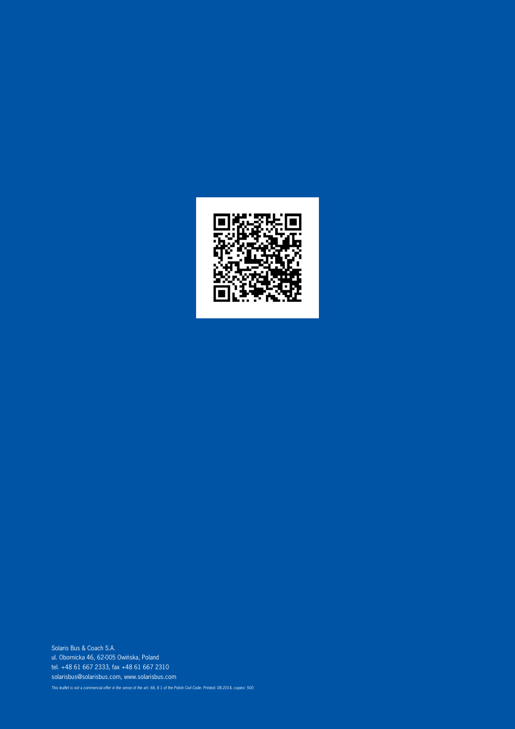Solaris Bus & Coach S.A.
ul. Obornicka 46, 62-005 Owińska, Poland
tel. +48 61 667 2333, fax +48 61 667 2310
solarisbus@solarisbus.com, www.solarisbus.com

*This leaflet is not a commercial offer in the sense of the art. 66, § 1 of the Polish Civil Code. Printed: 08.2014, copies: 500*